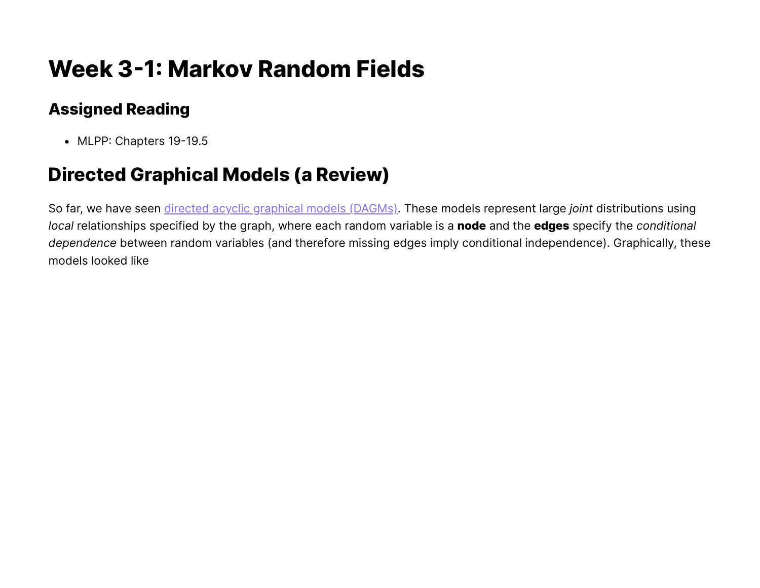# Week 3-1: Markov Random Fields

## Assigned Reading

- MLPP: Chapters 19-19.5

# Directed Graphical Models (a Review)

So far, we have seen directed acyclic graphical models (DAGMs). These models represent large *joint* distributions using *local* relationships specified by the graph, where each random variable is a **node** and the **edges** specify the *conditional dependence* between random variables (and therefore missing edges imply conditional independence). Graphically, these models looked like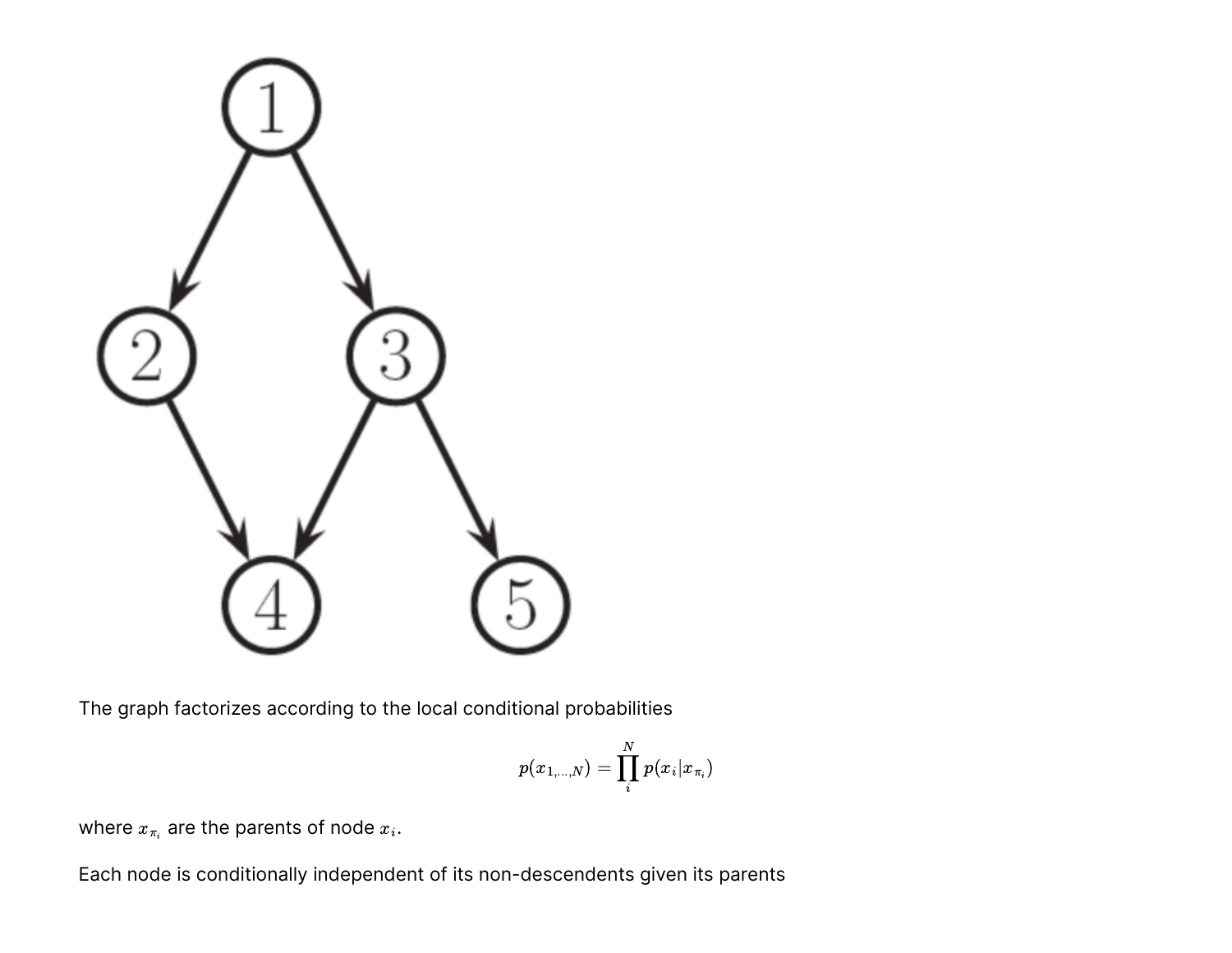The graph factorizes according to the local conditional probabilities

$$p(x_{1,\ldots,N}) = \prod_{i}^{N} p(x_i | x_{\pi_i})$$

where $x_{\pi_i}$ are the parents of node $x_i$.

Each node is conditionally independent of its non-descendents given its parents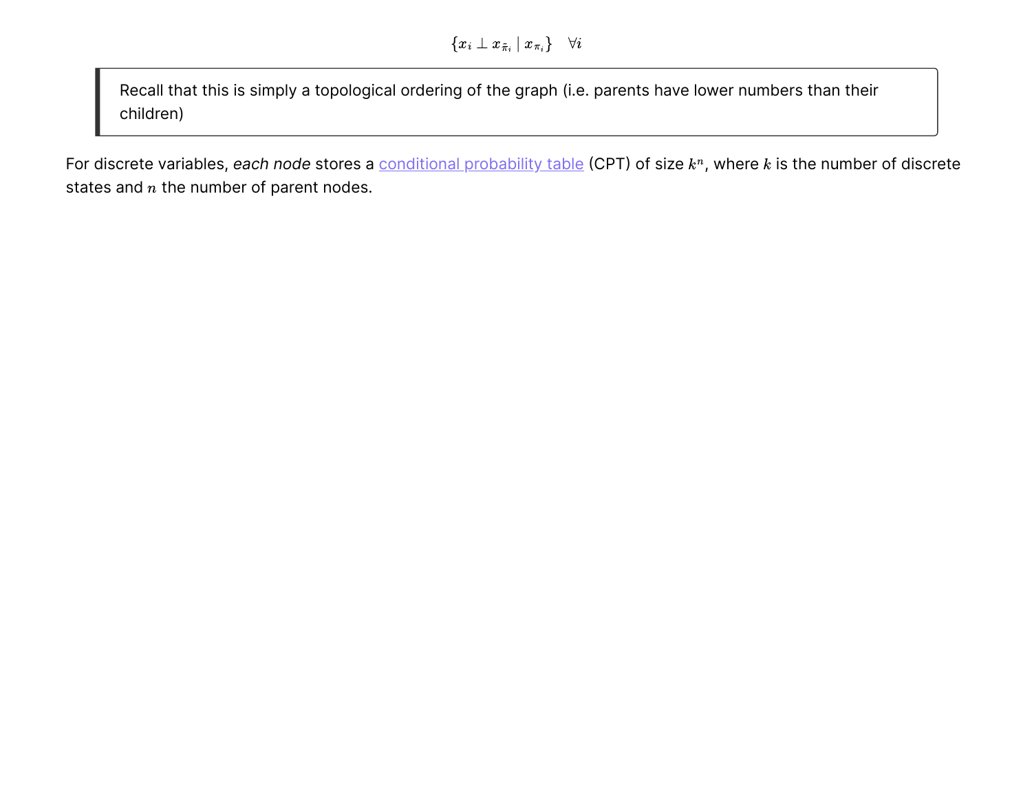$$\{x_i \perp x_{\tilde{\pi}_i} \mid x_{\pi_i}\} \quad \forall i$$

> Recall that this is simply a topological ordering of the graph (i.e. parents have lower numbers than their children)

For discrete variables, *each node* stores a conditional probability table (CPT) of size $k^n$, where $k$ is the number of discrete states and $n$ the number of parent nodes.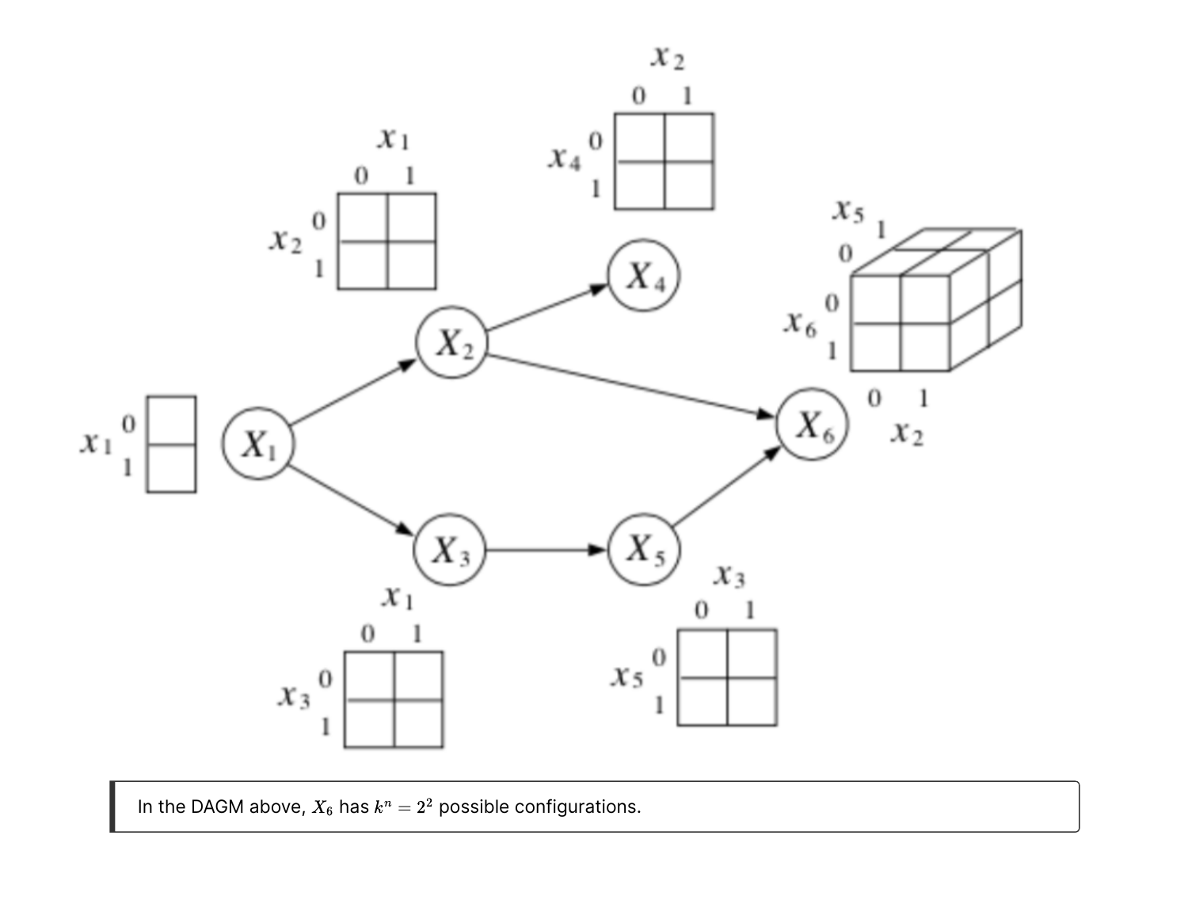In the DAGM above, $X_6$ has $k^n = 2^2$ possible configurations.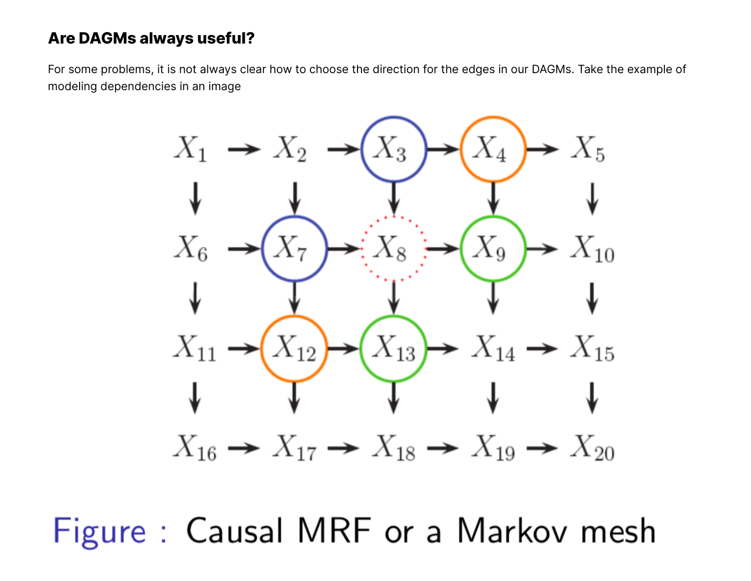### Are DAGMs always useful?

For some problems, it is not always clear how to choose the direction for the edges in our DAGMs. Take the example of modeling dependencies in an image

Figure : Causal MRF or a Markov mesh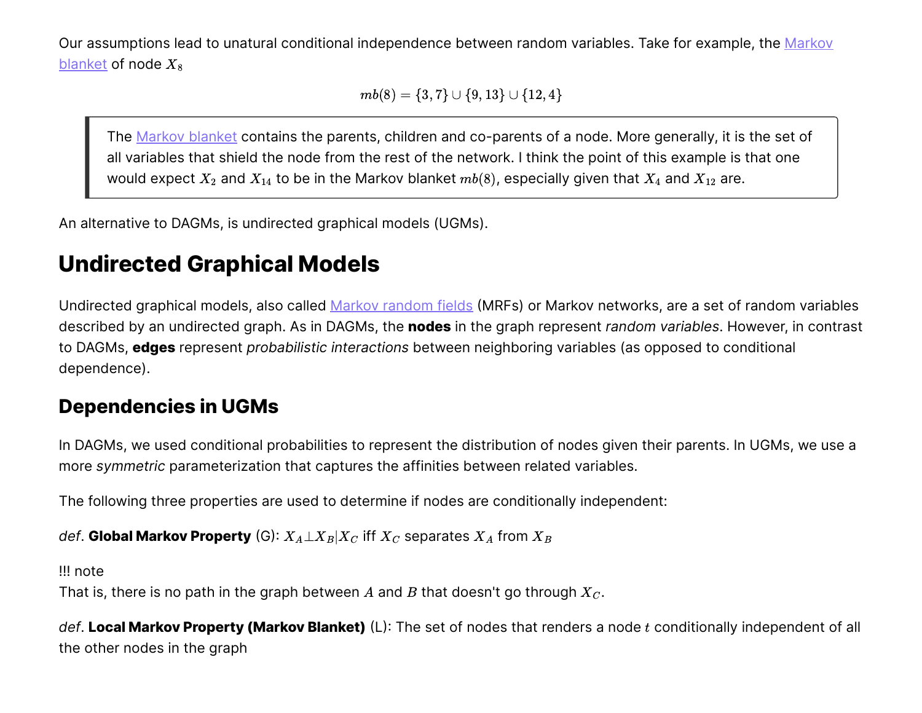Our assumptions lead to unatural conditional independence between random variables. Take for example, the Markov blanket of node $X_8$

$$mb(8) = \{3, 7\} \cup \{9, 13\} \cup \{12, 4\}$$

> The Markov blanket contains the parents, children and co-parents of a node. More generally, it is the set of all variables that shield the node from the rest of the network. I think the point of this example is that one would expect $X_2$ and $X_{14}$ to be in the Markov blanket $mb(8)$, especially given that $X_4$ and $X_{12}$ are.

An alternative to DAGMs, is undirected graphical models (UGMs).

## Undirected Graphical Models

Undirected graphical models, also called Markov random fields (MRFs) or Markov networks, are a set of random variables described by an undirected graph. As in DAGMs, the **nodes** in the graph represent *random variables*. However, in contrast to DAGMs, **edges** represent *probabilistic interactions* between neighboring variables (as opposed to conditional dependence).

### Dependencies in UGMs

In DAGMs, we used conditional probabilities to represent the distribution of nodes given their parents. In UGMs, we use a more *symmetric* parameterization that captures the affinities between related variables.

The following three properties are used to determine if nodes are conditionally independent:

*def*. **Global Markov Property** (G): $X_A \perp X_B | X_C$ iff $X_C$ separates $X_A$ from $X_B$

!!! note
That is, there is no path in the graph between $A$ and $B$ that doesn't go through $X_C$.

*def*. **Local Markov Property (Markov Blanket)** (L): The set of nodes that renders a node $t$ conditionally independent of all the other nodes in the graph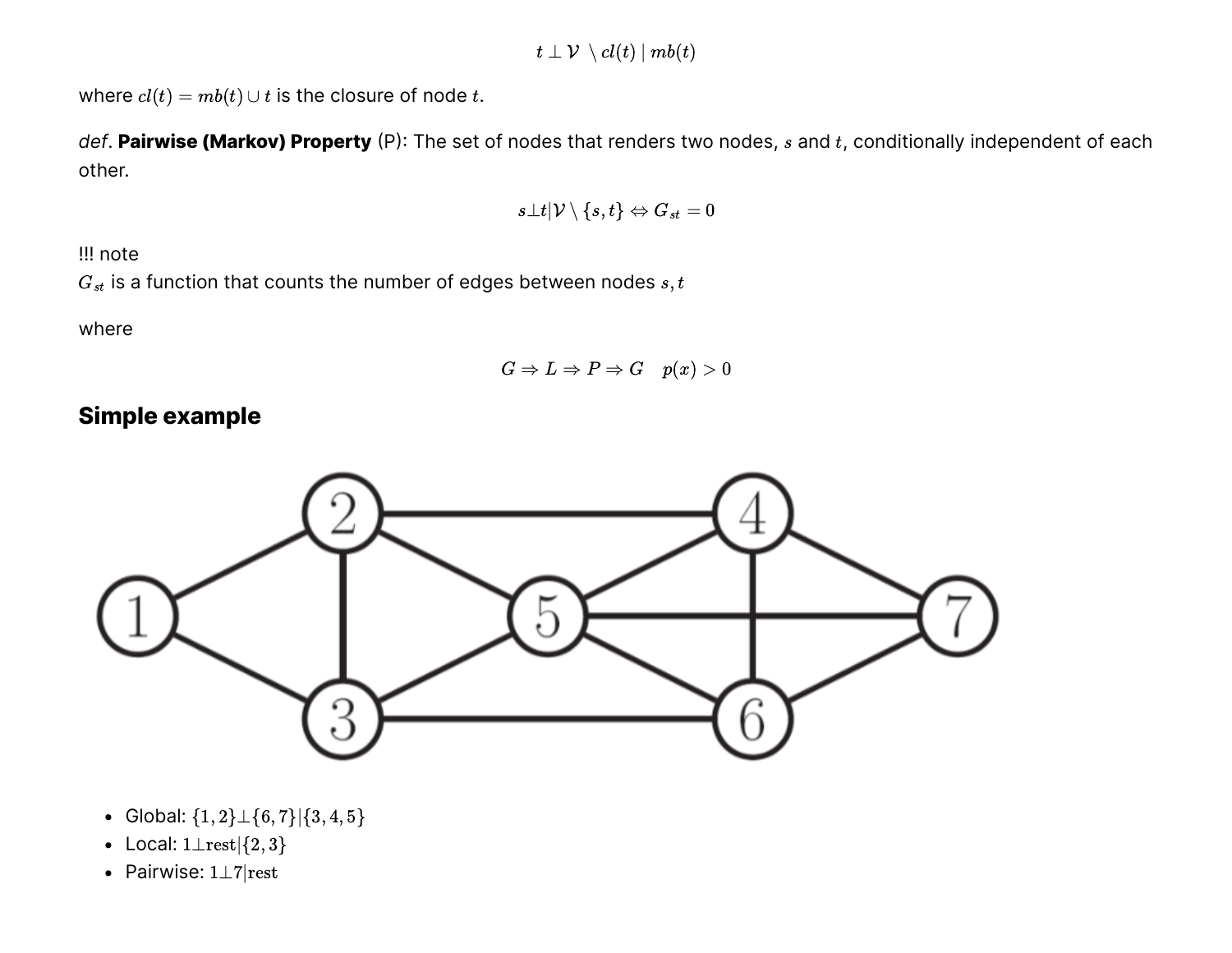$$t \perp \mathcal{V} \setminus cl(t) \mid mb(t)$$

where $cl(t) = mb(t) \cup t$ is the closure of node $t$.

*def*. **Pairwise (Markov) Property** (P): The set of nodes that renders two nodes, $s$ and $t$, conditionally independent of each other.

$$s \perp t | \mathcal{V} \setminus \{s, t\} \Leftrightarrow G_{st} = 0$$

!!! note
$G_{st}$ is a function that counts the number of edges between nodes $s, t$

where

$$G \Rightarrow L \Rightarrow P \Rightarrow G \quad p(x) > 0$$

### Simple example

- Global: $\{1, 2\} \perp \{6, 7\} | \{3, 4, 5\}$
- Local: $1 \perp \text{rest} | \{2, 3\}$
- Pairwise: $1 \perp 7 | \text{rest}$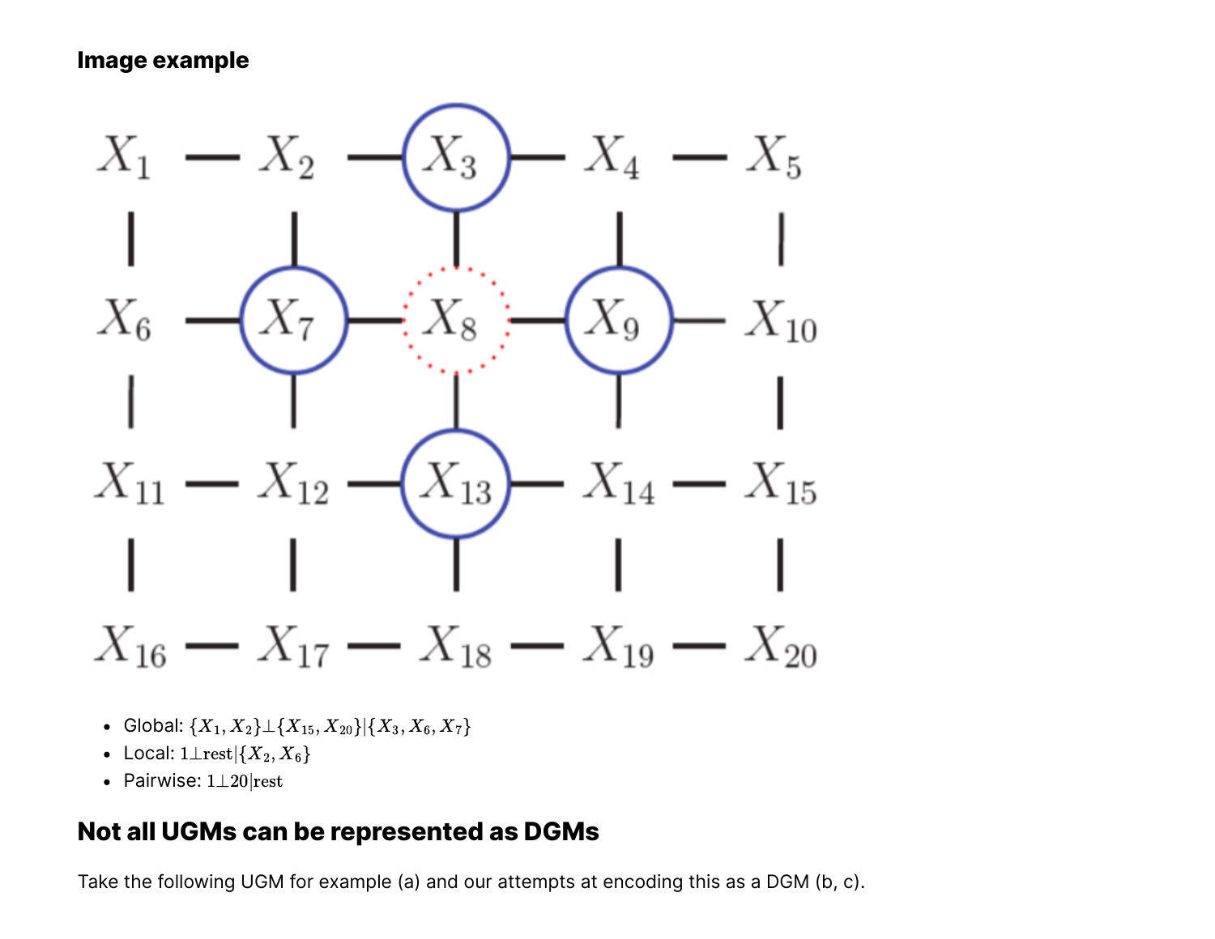### Image example

- Global: $\{X_1, X_2\} \perp \{X_{15}, X_{20}\} | \{X_3, X_6, X_7\}$
- Local: $1 \perp \text{rest} | \{X_2, X_6\}$
- Pairwise: $1 \perp 20 | \text{rest}$

## Not all UGMs can be represented as DGMs

Take the following UGM for example (a) and our attempts at encoding this as a DGM (b, c).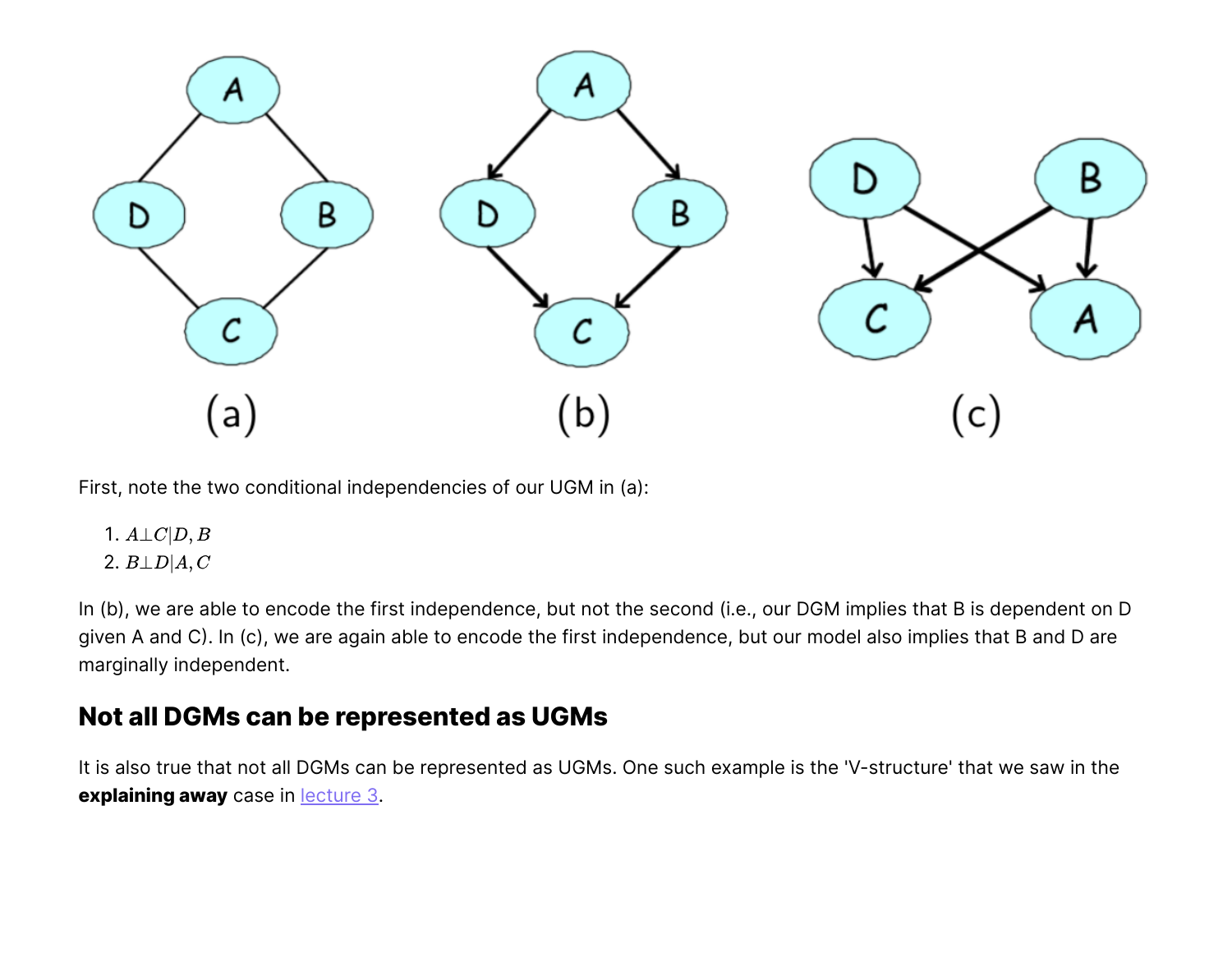(a) (b) (c)

First, note the two conditional independencies of our UGM in (a):

1. $A \perp C | D, B$
2. $B \perp D | A, C$

In (b), we are able to encode the first independence, but not the second (i.e., our DGM implies that B is dependent on D given A and C). In (c), we are again able to encode the first independence, but our model also implies that B and D are marginally independent.

## Not all DGMs can be represented as UGMs

It is also true that not all DGMs can be represented as UGMs. One such example is the 'V-structure' that we saw in the **explaining away** case in lecture 3.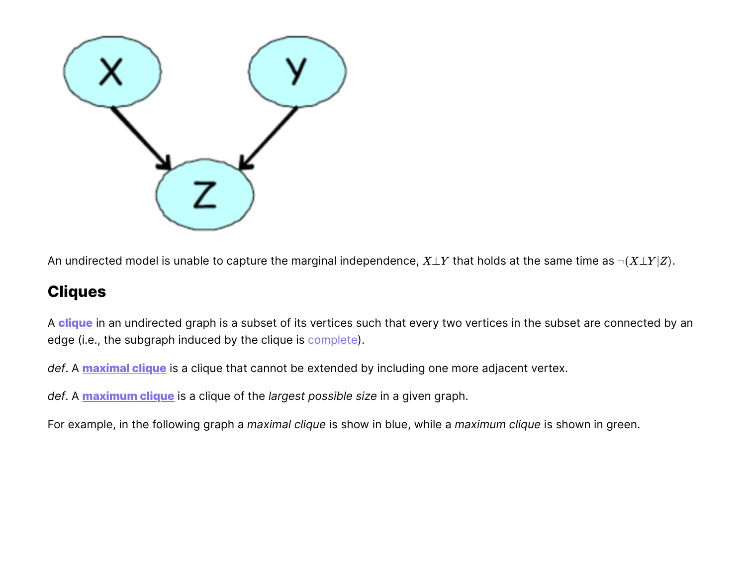An undirected model is unable to capture the marginal independence, $X \perp Y$ that holds at the same time as $\neg(X \perp Y | Z)$.

## Cliques

A **clique** in an undirected graph is a subset of its vertices such that every two vertices in the subset are connected by an edge (i.e., the subgraph induced by the clique is complete).

*def*. A **maximal clique** is a clique that cannot be extended by including one more adjacent vertex.

*def*. A **maximum clique** is a clique of the *largest possible size* in a given graph.

For example, in the following graph a *maximal clique* is show in blue, while a *maximum clique* is shown in green.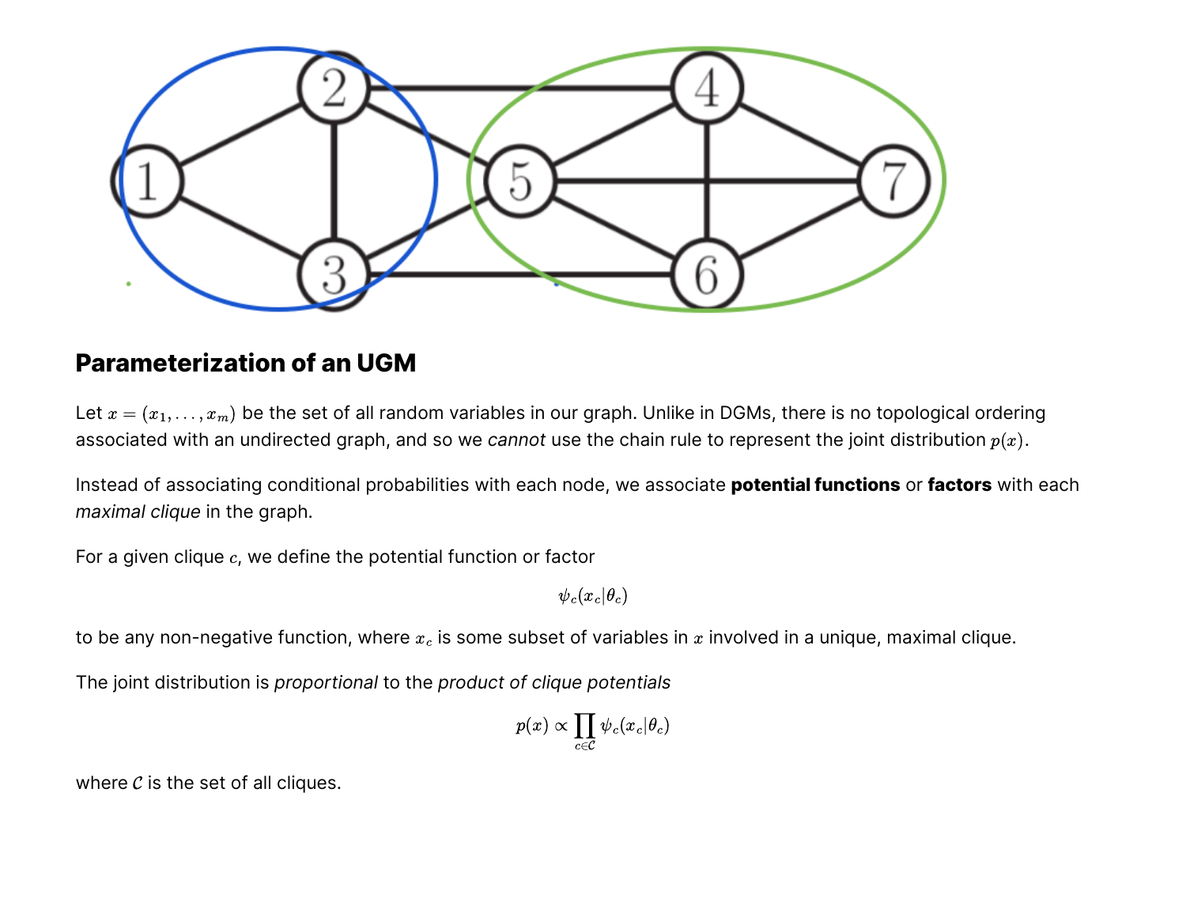## Parameterization of an UGM

Let $x = (x_1, \ldots, x_m)$ be the set of all random variables in our graph. Unlike in DGMs, there is no topological ordering associated with an undirected graph, and so we *cannot* use the chain rule to represent the joint distribution $p(x)$.

Instead of associating conditional probabilities with each node, we associate **potential functions** or **factors** with each *maximal clique* in the graph.

For a given clique $c$, we define the potential function or factor

$$\psi_c(x_c|\theta_c)$$

to be any non-negative function, where $x_c$ is some subset of variables in $x$ involved in a unique, maximal clique.

The joint distribution is *proportional* to the *product of clique potentials*

$$p(x) \propto \prod_{c \in \mathcal{C}} \psi_c(x_c|\theta_c)$$

where $\mathcal{C}$ is the set of all cliques.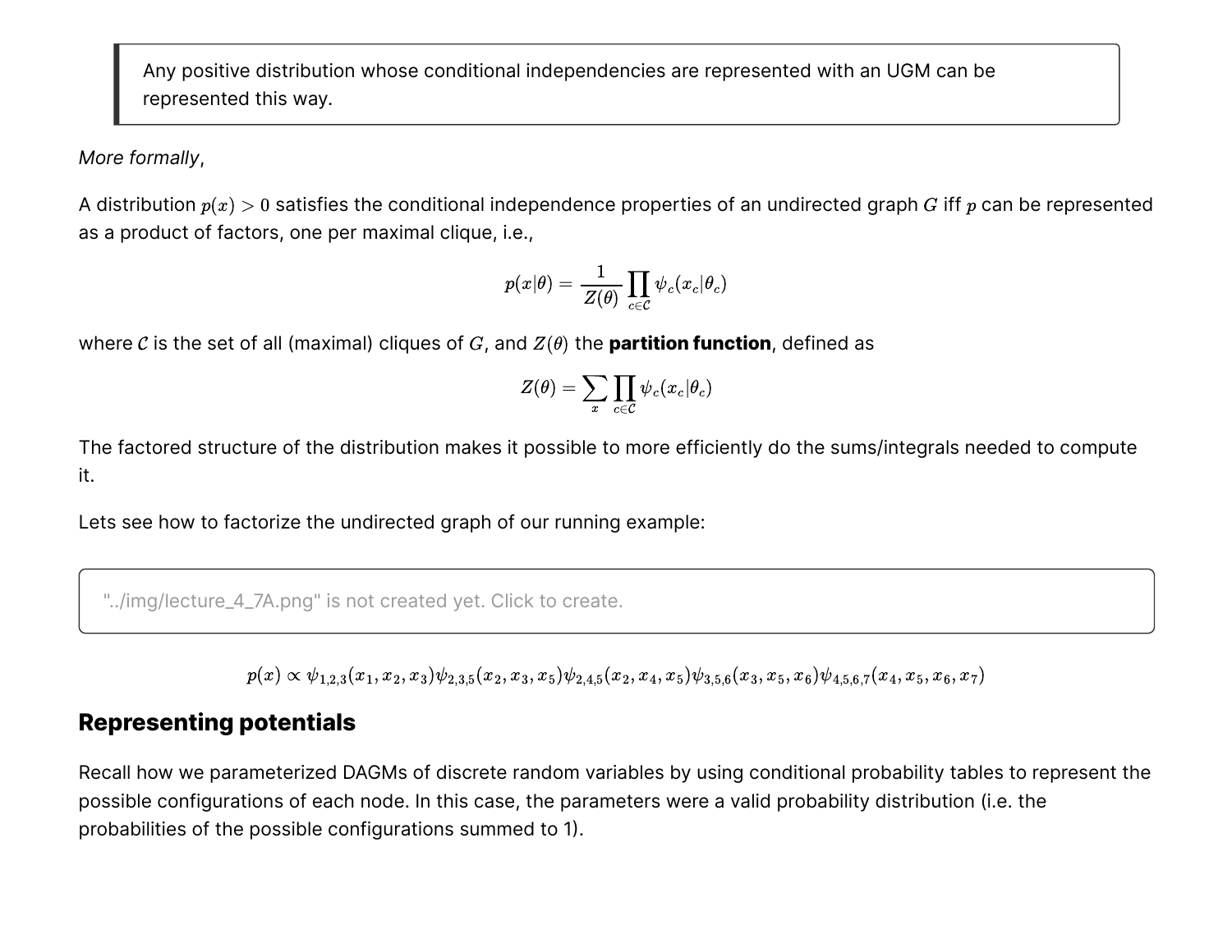> Any positive distribution whose conditional independencies are represented with an UGM can be represented this way.

*More formally*,

A distribution $p(x) > 0$ satisfies the conditional independence properties of an undirected graph $G$ iff $p$ can be represented as a product of factors, one per maximal clique, i.e.,

$$p(x|\theta) = \frac{1}{Z(\theta)} \prod_{c \in \mathcal{C}} \psi_c(x_c|\theta_c)$$

where $\mathcal{C}$ is the set of all (maximal) cliques of $G$, and $Z(\theta)$ the **partition function**, defined as

$$Z(\theta) = \sum_x \prod_{c \in \mathcal{C}} \psi_c(x_c|\theta_c)$$

The factored structure of the distribution makes it possible to more efficiently do the sums/integrals needed to compute it.

Lets see how to factorize the undirected graph of our running example:

"../img/lecture_4_7A.png" is not created yet. Click to create.

$$p(x) \propto \psi_{1,2,3}(x_1, x_2, x_3)\psi_{2,3,5}(x_2, x_3, x_5)\psi_{2,4,5}(x_2, x_4, x_5)\psi_{3,5,6}(x_3, x_5, x_6)\psi_{4,5,6,7}(x_4, x_5, x_6, x_7)$$

## Representing potentials

Recall how we parameterized DAGMs of discrete random variables by using conditional probability tables to represent the possible configurations of each node. In this case, the parameters were a valid probability distribution (i.e. the probabilities of the possible configurations summed to 1).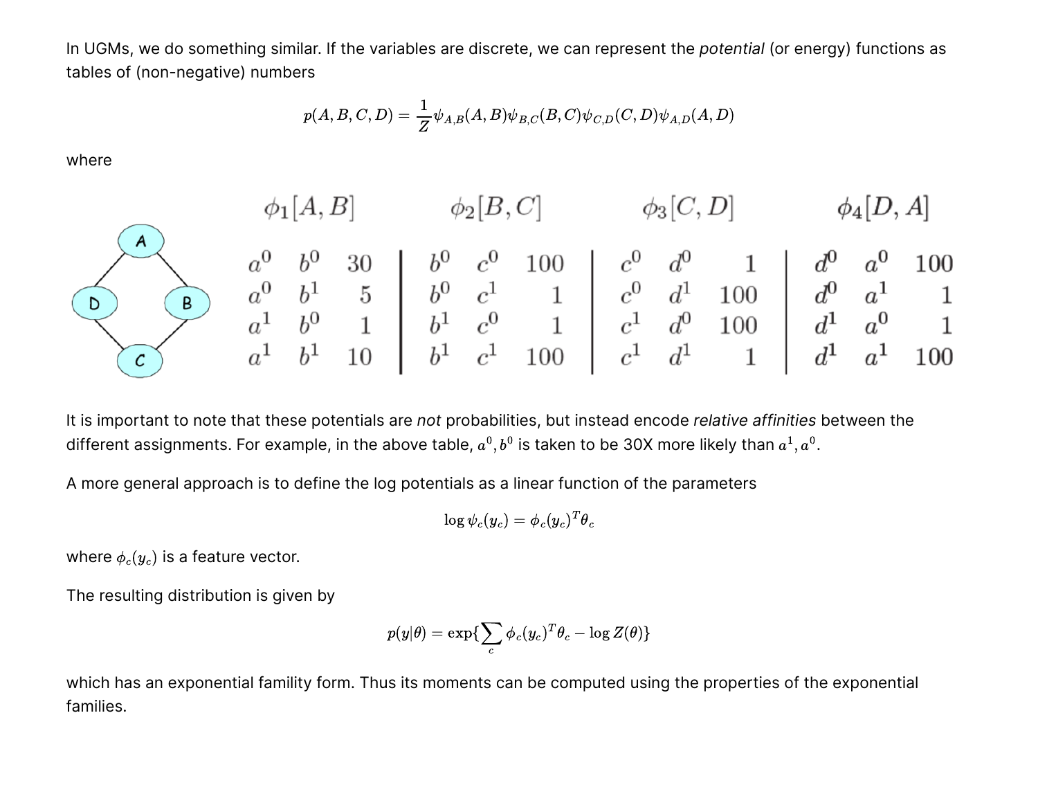In UGMs, we do something similar. If the variables are discrete, we can represent the *potential* (or energy) functions as tables of (non-negative) numbers

$$p(A, B, C, D) = \frac{1}{Z} \psi_{A,B}(A, B) \psi_{B,C}(B, C) \psi_{C,D}(C, D) \psi_{A,D}(A, D)$$

where

| $\phi_1[A, B]$ | | | $\phi_2[B, C]$ | | | $\phi_3[C, D]$ | | | $\phi_4[D, A]$ | | |
|---|---|---|---|---|---|---|---|---|---|---|---|
| $a^0$ | $b^0$ | 30 | $b^0$ | $c^0$ | 100 | $c^0$ | $d^0$ | 1 | $d^0$ | $a^0$ | 100 |
| $a^0$ | $b^1$ | 5 | $b^0$ | $c^1$ | 1 | $c^0$ | $d^1$ | 100 | $d^0$ | $a^1$ | 1 |
| $a^1$ | $b^0$ | 1 | $b^1$ | $c^0$ | 1 | $c^1$ | $d^0$ | 100 | $d^1$ | $a^0$ | 1 |
| $a^1$ | $b^1$ | 10 | $b^1$ | $c^1$ | 100 | $c^1$ | $d^1$ | 1 | $d^1$ | $a^1$ | 100 |

It is important to note that these potentials are *not* probabilities, but instead encode *relative affinities* between the different assignments. For example, in the above table, $a^0, b^0$ is taken to be 30X more likely than $a^1, a^0$.

A more general approach is to define the log potentials as a linear function of the parameters

$$\log \psi_c(y_c) = \phi_c(y_c)^T \theta_c$$

where $\phi_c(y_c)$ is a feature vector.

The resulting distribution is given by

$$p(y|\theta) = \exp\{\sum_c \phi_c(y_c)^T \theta_c - \log Z(\theta)\}$$

which has an exponential familiy form. Thus its moments can be computed using the properties of the exponential families.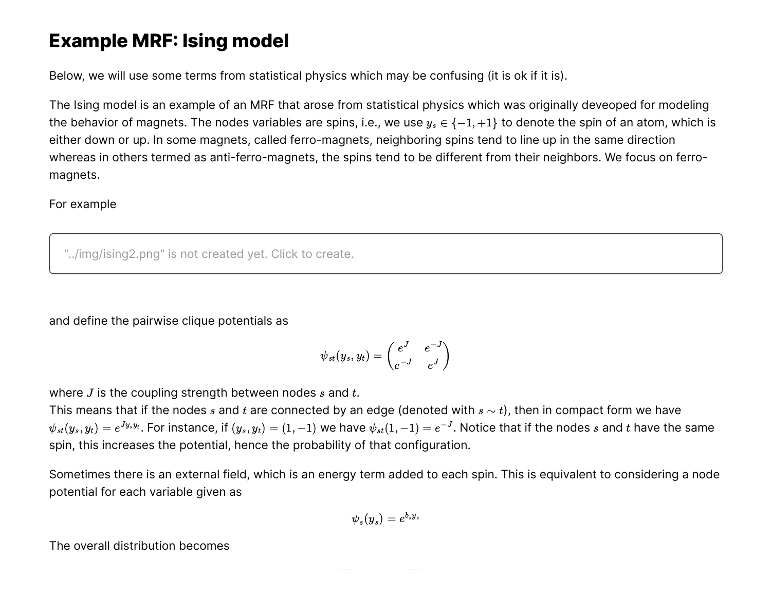# Example MRF: Ising model

Below, we will use some terms from statistical physics which may be confusing (it is ok if it is).

The Ising model is an example of an MRF that arose from statistical physics which was originally deveoped for modeling the behavior of magnets. The nodes variables are spins, i.e., we use $y_s \in \{-1, +1\}$ to denote the spin of an atom, which is either down or up. In some magnets, called ferro-magnets, neighboring spins tend to line up in the same direction whereas in others termed as anti-ferro-magnets, the spins tend to be different from their neighbors. We focus on ferro-magnets.

For example

"../img/ising2.png" is not created yet. Click to create.

and define the pairwise clique potentials as

$$\psi_{st}(y_s, y_t) = \begin{pmatrix} e^J & e^{-J} \\ e^{-J} & e^J \end{pmatrix}$$

where $J$ is the coupling strength between nodes $s$ and $t$.
This means that if the nodes $s$ and $t$ are connected by an edge (denoted with $s \sim t$), then in compact form we have $\psi_{st}(y_s, y_t) = e^{Jy_sy_t}$. For instance, if $(y_s, y_t) = (1, -1)$ we have $\psi_{st}(1, -1) = e^{-J}$. Notice that if the nodes $s$ and $t$ have the same spin, this increases the potential, hence the probability of that configuration.

Sometimes there is an external field, which is an energy term added to each spin. This is equivalent to considering a node potential for each variable given as

$$\psi_s(y_s) = e^{b_s y_s}$$

The overall distribution becomes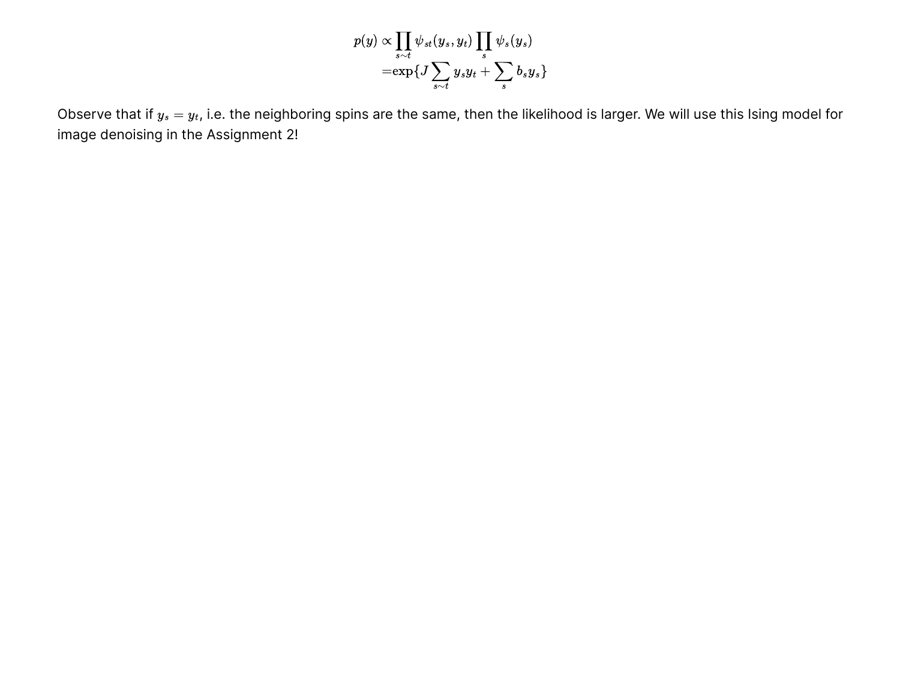$$
\begin{aligned}
p(y) \propto & \prod_{s \sim t} \psi_{st}(y_s, y_t) \prod_{s} \psi_s(y_s) \\
= & \exp\{J \sum_{s \sim t} y_s y_t + \sum_{s} b_s y_s\}
\end{aligned}
$$

Observe that if $y_s = y_t$, i.e. the neighboring spins are the same, then the likelihood is larger. We will use this Ising model for image denoising in the Assignment 2!